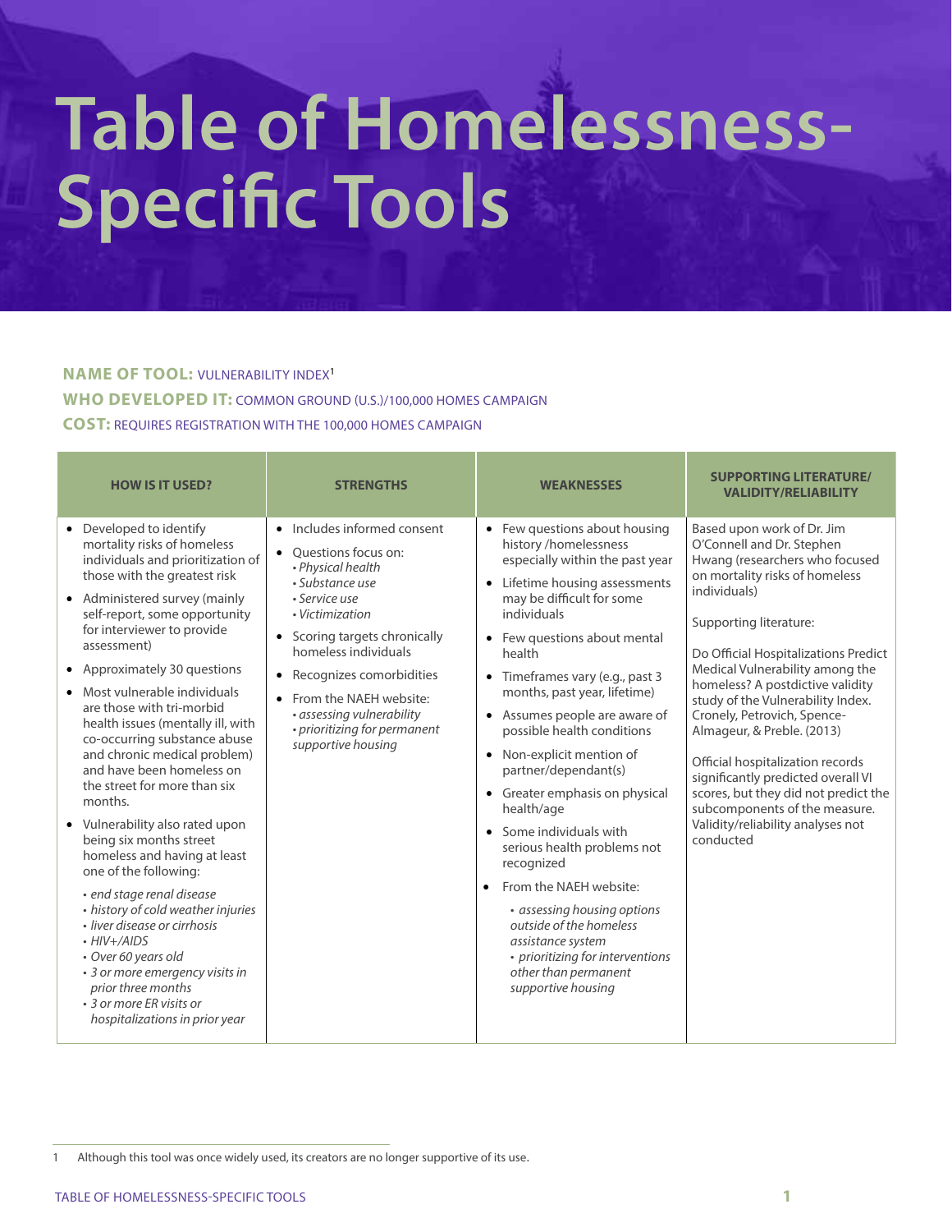# Table of Homelessness-Specific Tools

**NAME OF TOOL:** VULNERABILITY INDEX[1]

**WHO DEVELOPED IT:** COMMON GROUND (U.S.)/100,000 HOMES CAMPAIGN

**COST:** REQUIRES REGISTRATION WITH THE 100,000 HOMES CAMPAIGN

| HOW IS IT USED? | STRENGTHS | WEAKNESSES | SUPPORTING LITERATURE/ VALIDITY/RELIABILITY |
|---|---|---|---|
| • Developed to identify mortality risks of homeless individuals and prioritization of those with the greatest risk<br>• Administered survey (mainly self-report, some opportunity for interviewer to provide assessment)<br>• Approximately 30 questions<br>• Most vulnerable individuals are those with tri-morbid health issues (mentally ill, with co-occurring substance abuse and chronic medical problem) and have been homeless on the street for more than six months.<br>• Vulnerability also rated upon being six months street homeless and having at least one of the following:<br>  • *end stage renal disease*<br>  • *history of cold weather injuries*<br>  • *liver disease or cirrhosis*<br>  • *HIV+/AIDS*<br>  • *Over 60 years old*<br>  • *3 or more emergency visits in prior three months*<br>  • *3 or more ER visits or hospitalizations in prior year* | • Includes informed consent<br>• Questions focus on:<br>  • *Physical health*<br>  • *Substance use*<br>  • *Service use*<br>  • *Victimization*<br>• Scoring targets chronically homeless individuals<br>• Recognizes comorbidities<br>• From the NAEH website:<br>  • *assessing vulnerability*<br>  • *prioritizing for permanent supportive housing* | • Few questions about housing history /homelessness especially within the past year<br>• Lifetime housing assessments may be difficult for some individuals<br>• Few questions about mental health<br>• Timeframes vary (e.g., past 3 months, past year, lifetime)<br>• Assumes people are aware of possible health conditions<br>• Non-explicit mention of partner/dependant(s)<br>• Greater emphasis on physical health/age<br>• Some individuals with serious health problems not recognized<br>• From the NAEH website:<br>  • *assessing housing options outside of the homeless assistance system*<br>  • *prioritizing for interventions other than permanent supportive housing* | Based upon work of Dr. Jim O'Connell and Dr. Stephen Hwang (researchers who focused on mortality risks of homeless individuals)<br><br>Supporting literature:<br><br>Do Official Hospitalizations Predict Medical Vulnerability among the homeless? A postdictive validity study of the Vulnerability Index. Cronely, Petrovich, Spence-Almageur, & Preble. (2013)<br><br>Official hospitalization records significantly predicted overall VI scores, but they did not predict the subcomponents of the measure. Validity/reliability analyses not conducted |

1 Although this tool was once widely used, its creators are no longer supportive of its use.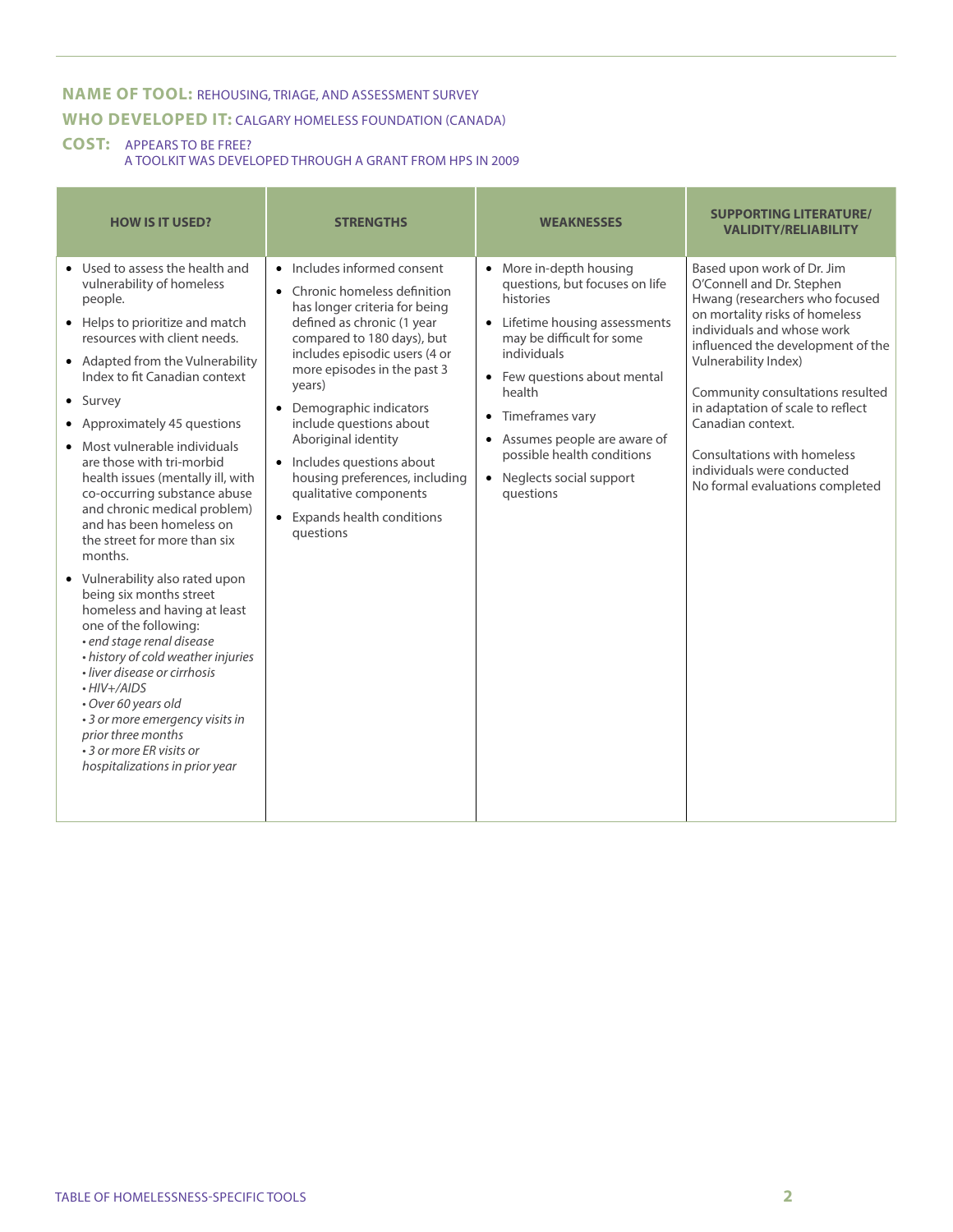**NAME OF TOOL:** REHOUSING, TRIAGE, AND ASSESSMENT SURVEY

**WHO DEVELOPED IT:** CALGARY HOMELESS FOUNDATION (CANADA)

**COST:** APPEARS TO BE FREE?
A TOOLKIT WAS DEVELOPED THROUGH A GRANT FROM HPS IN 2009

| HOW IS IT USED? | STRENGTHS | WEAKNESSES | SUPPORTING LITERATURE/ VALIDITY/RELIABILITY |
|---|---|---|---|
| • Used to assess the health and vulnerability of homeless people.<br>• Helps to prioritize and match resources with client needs.<br>• Adapted from the Vulnerability Index to fit Canadian context<br>• Survey<br>• Approximately 45 questions<br>• Most vulnerable individuals are those with tri-morbid health issues (mentally ill, with co-occurring substance abuse and chronic medical problem) and has been homeless on the street for more than six months.<br>• Vulnerability also rated upon being six months street homeless and having at least one of the following:<br>*• end stage renal disease*<br>*• history of cold weather injuries*<br>*• liver disease or cirrhosis*<br>*• HIV+/AIDS*<br>*• Over 60 years old*<br>*• 3 or more emergency visits in prior three months*<br>*• 3 or more ER visits or hospitalizations in prior year* | • Includes informed consent<br>• Chronic homeless definition has longer criteria for being defined as chronic (1 year compared to 180 days), but includes episodic users (4 or more episodes in the past 3 years)<br>• Demographic indicators include questions about Aboriginal identity<br>• Includes questions about housing preferences, including qualitative components<br>• Expands health conditions questions | • More in-depth housing questions, but focuses on life histories<br>• Lifetime housing assessments may be difficult for some individuals<br>• Few questions about mental health<br>• Timeframes vary<br>• Assumes people are aware of possible health conditions<br>• Neglects social support questions | Based upon work of Dr. Jim O'Connell and Dr. Stephen Hwang (researchers who focused on mortality risks of homeless individuals and whose work influenced the development of the Vulnerability Index)<br><br>Community consultations resulted in adaptation of scale to reflect Canadian context.<br><br>Consultations with homeless individuals were conducted<br>No formal evaluations completed |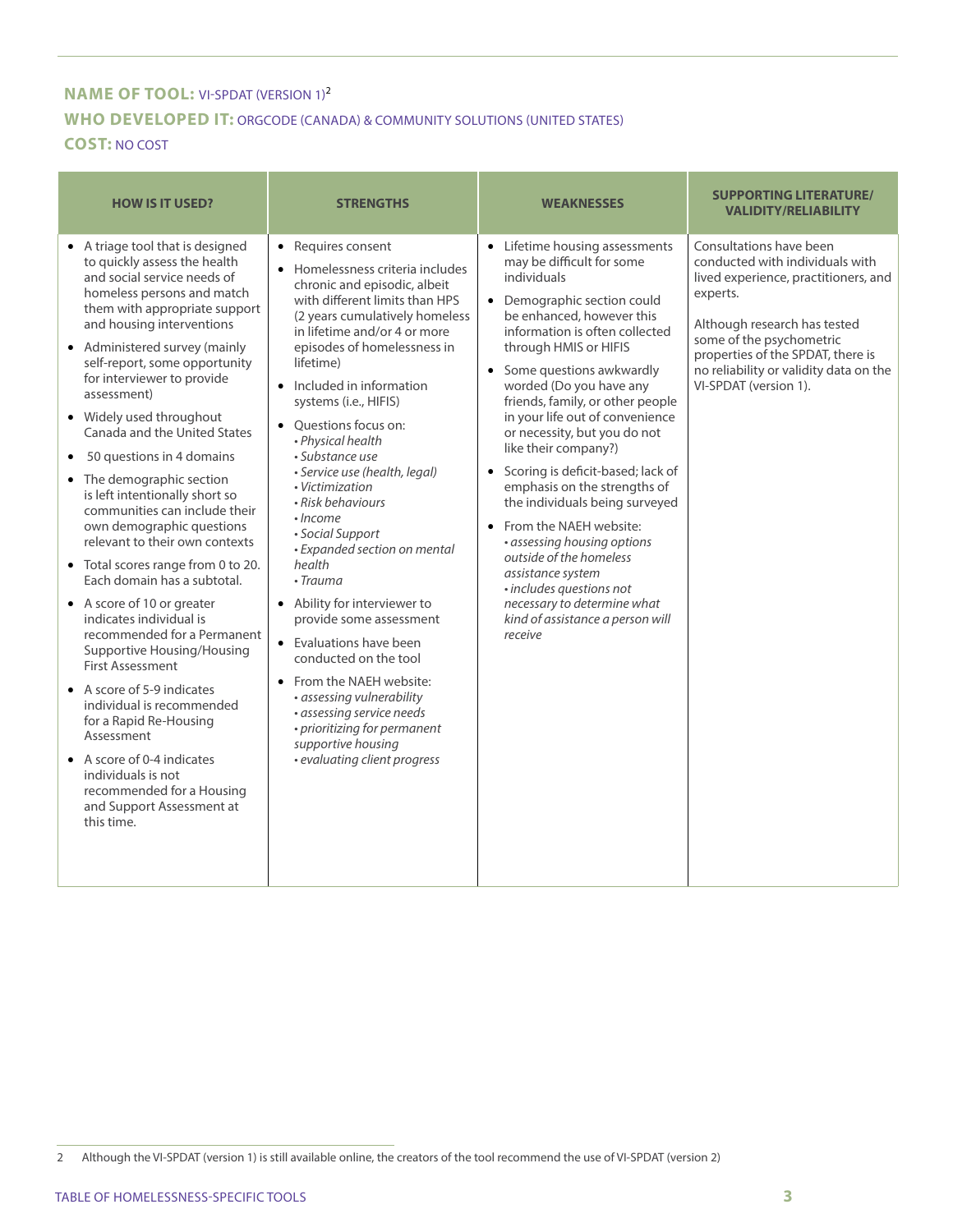**NAME OF TOOL:** VI-SPDAT (VERSION 1)[2]

**WHO DEVELOPED IT:** ORGCODE (CANADA) & COMMUNITY SOLUTIONS (UNITED STATES)

**COST:** NO COST

| HOW IS IT USED? | STRENGTHS | WEAKNESSES | SUPPORTING LITERATURE/ VALIDITY/RELIABILITY |
|---|---|---|---|
| • A triage tool that is designed to quickly assess the health and social service needs of homeless persons and match them with appropriate support and housing interventions<br>• Administered survey (mainly self-report, some opportunity for interviewer to provide assessment)<br>• Widely used throughout Canada and the United States<br>• 50 questions in 4 domains<br>• The demographic section is left intentionally short so communities can include their own demographic questions relevant to their own contexts<br>• Total scores range from 0 to 20. Each domain has a subtotal.<br>• A score of 10 or greater indicates individual is recommended for a Permanent Supportive Housing/Housing First Assessment<br>• A score of 5-9 indicates individual is recommended for a Rapid Re-Housing Assessment<br>• A score of 0-4 indicates individuals is not recommended for a Housing and Support Assessment at this time. | • Requires consent<br>• Homelessness criteria includes chronic and episodic, albeit with different limits than HPS (2 years cumulatively homeless in lifetime and/or 4 or more episodes of homelessness in lifetime)<br>• Included in information systems (i.e., HIFIS)<br>• Questions focus on:<br>*• Physical health*<br>*• Substance use*<br>*• Service use (health, legal)*<br>*• Victimization*<br>*• Risk behaviours*<br>*• Income*<br>*• Social Support*<br>*• Expanded section on mental health*<br>*• Trauma*<br>• Ability for interviewer to provide some assessment<br>• Evaluations have been conducted on the tool<br>• From the NAEH website:<br>*• assessing vulnerability*<br>*• assessing service needs*<br>*• prioritizing for permanent supportive housing*<br>*• evaluating client progress* | • Lifetime housing assessments may be difficult for some individuals<br>• Demographic section could be enhanced, however this information is often collected through HMIS or HIFIS<br>• Some questions awkwardly worded (Do you have any friends, family, or other people in your life out of convenience or necessity, but you do not like their company?)<br>• Scoring is deficit-based; lack of emphasis on the strengths of the individuals being surveyed<br>• From the NAEH website:<br>*• assessing housing options outside of the homeless assistance system*<br>*• includes questions not necessary to determine what kind of assistance a person will receive* | Consultations have been conducted with individuals with lived experience, practitioners, and experts.<br><br>Although research has tested some of the psychometric properties of the SPDAT, there is no reliability or validity data on the VI-SPDAT (version 1). |

2 Although the VI-SPDAT (version 1) is still available online, the creators of the tool recommend the use of VI-SPDAT (version 2)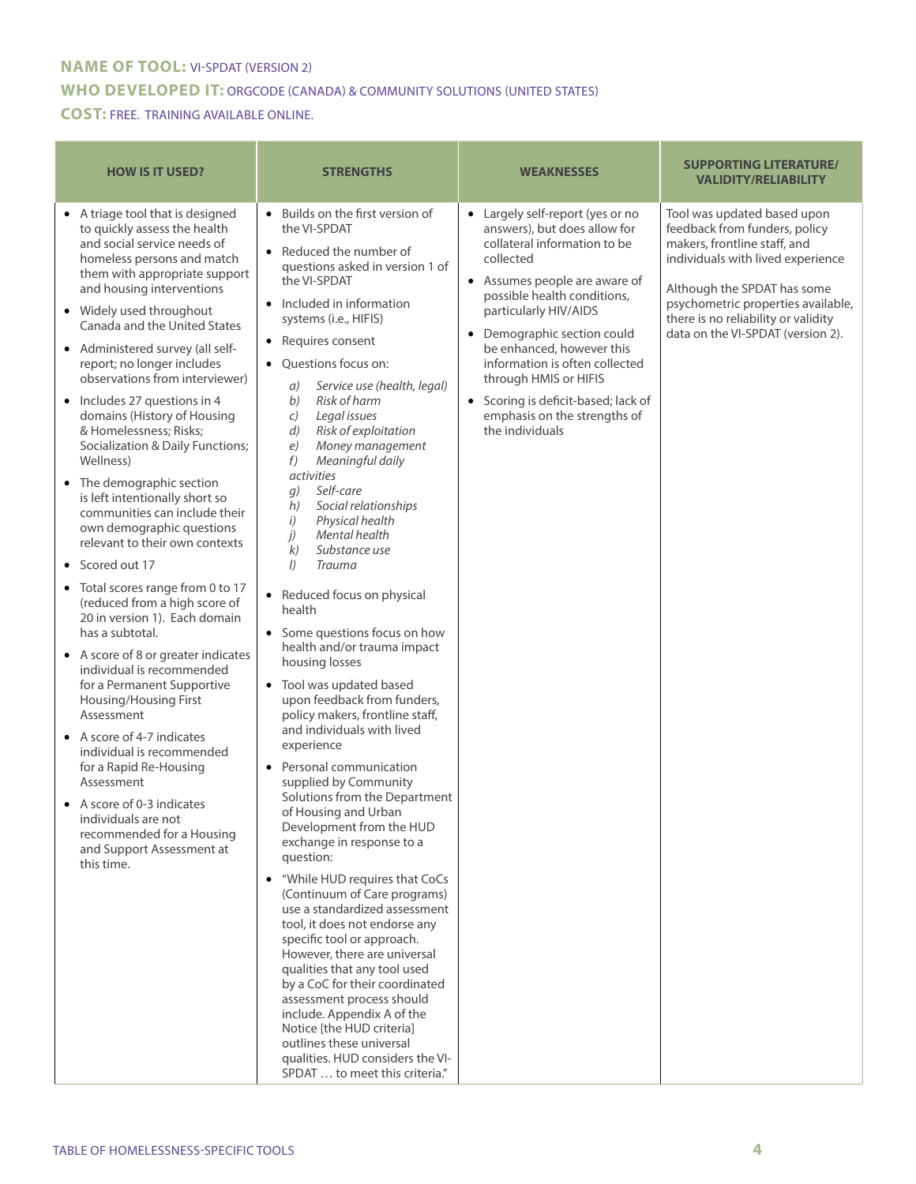**NAME OF TOOL:** VI-SPDAT (VERSION 2)

**WHO DEVELOPED IT:** ORGCODE (CANADA) & COMMUNITY SOLUTIONS (UNITED STATES)

**COST:** FREE. TRAINING AVAILABLE ONLINE.

| HOW IS IT USED? | STRENGTHS | WEAKNESSES | SUPPORTING LITERATURE/ VALIDITY/RELIABILITY |
|---|---|---|---|
| • A triage tool that is designed to quickly assess the health and social service needs of homeless persons and match them with appropriate support and housing interventions<br>• Widely used throughout Canada and the United States<br>• Administered survey (all self-report; no longer includes observations from interviewer)<br>• Includes 27 questions in 4 domains (History of Housing & Homelessness; Risks; Socialization & Daily Functions; Wellness)<br>• The demographic section is left intentionally short so communities can include their own demographic questions relevant to their own contexts<br>• Scored out 17<br>• Total scores range from 0 to 17 (reduced from a high score of 20 in version 1). Each domain has a subtotal.<br>• A score of 8 or greater indicates individual is recommended for a Permanent Supportive Housing/Housing First Assessment<br>• A score of 4-7 indicates individual is recommended for a Rapid Re-Housing Assessment<br>• A score of 0-3 indicates individuals are not recommended for a Housing and Support Assessment at this time. | • Builds on the first version of the VI-SPDAT<br>• Reduced the number of questions asked in version 1 of the VI-SPDAT<br>• Included in information systems (i.e., HIFIS)<br>• Requires consent<br>• Questions focus on:<br>*a) Service use (health, legal)*<br>*b) Risk of harm*<br>*c) Legal issues*<br>*d) Risk of exploitation*<br>*e) Money management*<br>*f) Meaningful daily activities*<br>*g) Self-care*<br>*h) Social relationships*<br>*i) Physical health*<br>*j) Mental health*<br>*k) Substance use*<br>*l) Trauma*<br>• Reduced focus on physical health<br>• Some questions focus on how health and/or trauma impact housing losses<br>• Tool was updated based upon feedback from funders, policy makers, frontline staff, and individuals with lived experience<br>• Personal communication supplied by Community Solutions from the Department of Housing and Urban Development from the HUD exchange in response to a question:<br>• "While HUD requires that CoCs (Continuum of Care programs) use a standardized assessment tool, it does not endorse any specific tool or approach. However, there are universal qualities that any tool used by a CoC for their coordinated assessment process should include. Appendix A of the Notice [the HUD criteria] outlines these universal qualities. HUD considers the VI-SPDAT … to meet this criteria." | • Largely self-report (yes or no answers), but does allow for collateral information to be collected<br>• Assumes people are aware of possible health conditions, particularly HIV/AIDS<br>• Demographic section could be enhanced, however this information is often collected through HMIS or HIFIS<br>• Scoring is deficit-based; lack of emphasis on the strengths of the individuals | Tool was updated based upon feedback from funders, policy makers, frontline staff, and individuals with lived experience<br><br>Although the SPDAT has some psychometric properties available, there is no reliability or validity data on the VI-SPDAT (version 2). |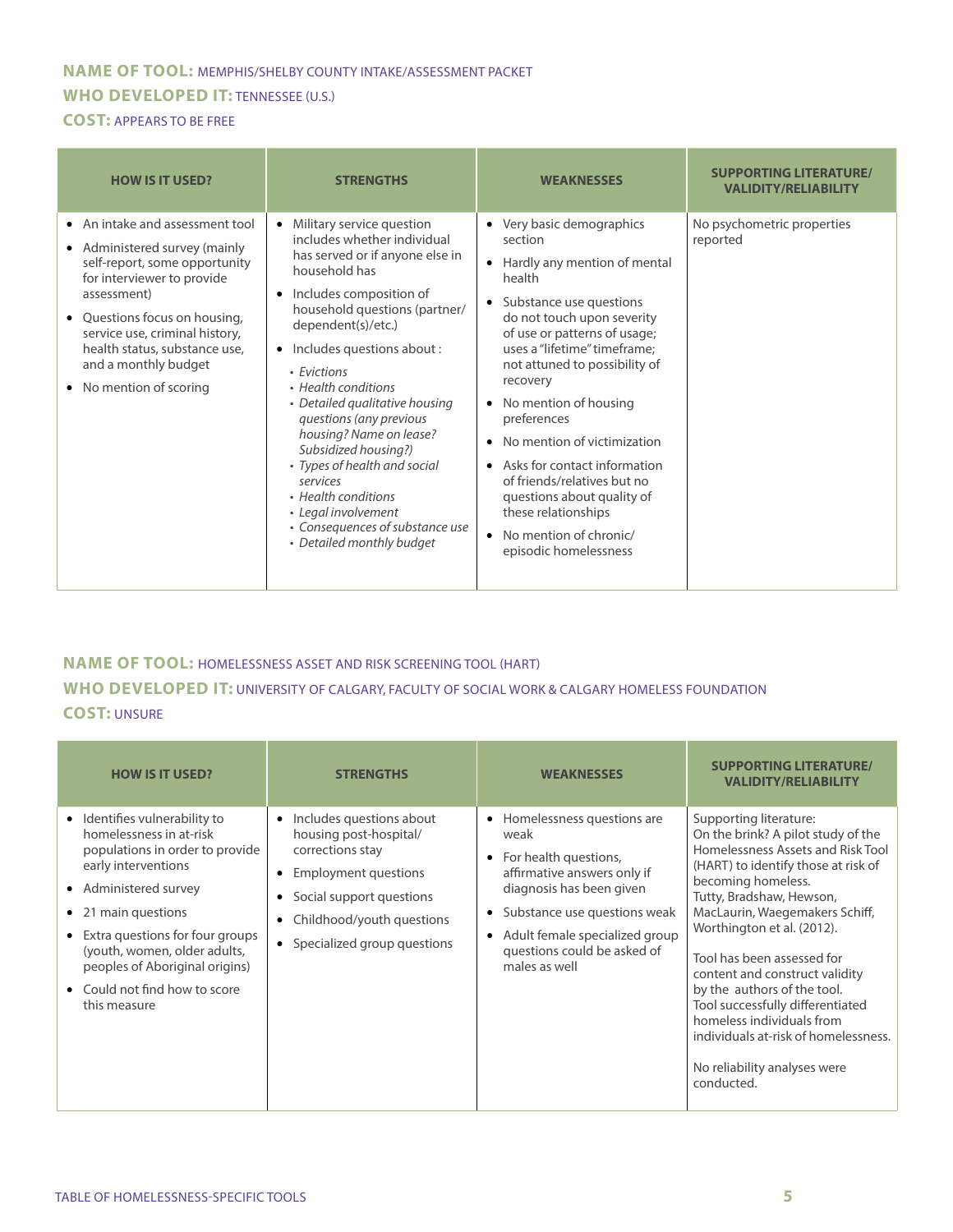**NAME OF TOOL:** MEMPHIS/SHELBY COUNTY INTAKE/ASSESSMENT PACKET

**WHO DEVELOPED IT:** TENNESSEE (U.S.)

**COST:** APPEARS TO BE FREE

| HOW IS IT USED? | STRENGTHS | WEAKNESSES | SUPPORTING LITERATURE/ VALIDITY/RELIABILITY |
|---|---|---|---|
| • An intake and assessment tool<br>• Administered survey (mainly self-report, some opportunity for interviewer to provide assessment)<br>• Questions focus on housing, service use, criminal history, health status, substance use, and a monthly budget<br>• No mention of scoring | • Military service question includes whether individual has served or if anyone else in household has<br>• Includes composition of household questions (partner/ dependent(s)/etc.)<br>• Includes questions about :<br>  ◦ *Evictions*<br>  ◦ *Health conditions*<br>  ◦ *Detailed qualitative housing questions (any previous housing? Name on lease? Subsidized housing?)*<br>  ◦ *Types of health and social services*<br>  ◦ *Health conditions*<br>  ◦ *Legal involvement*<br>  ◦ *Consequences of substance use*<br>  ◦ *Detailed monthly budget* | • Very basic demographics section<br>• Hardly any mention of mental health<br>• Substance use questions do not touch upon severity of use or patterns of usage; uses a "lifetime" timeframe; not attuned to possibility of recovery<br>• No mention of housing preferences<br>• No mention of victimization<br>• Asks for contact information of friends/relatives but no questions about quality of these relationships<br>• No mention of chronic/ episodic homelessness | No psychometric properties reported |

**NAME OF TOOL:** HOMELESSNESS ASSET AND RISK SCREENING TOOL (HART)

**WHO DEVELOPED IT:** UNIVERSITY OF CALGARY, FACULTY OF SOCIAL WORK & CALGARY HOMELESS FOUNDATION

**COST:** UNSURE

| HOW IS IT USED? | STRENGTHS | WEAKNESSES | SUPPORTING LITERATURE/ VALIDITY/RELIABILITY |
|---|---|---|---|
| • Identifies vulnerability to homelessness in at-risk populations in order to provide early interventions<br>• Administered survey<br>• 21 main questions<br>• Extra questions for four groups (youth, women, older adults, peoples of Aboriginal origins)<br>• Could not find how to score this measure | • Includes questions about housing post-hospital/ corrections stay<br>• Employment questions<br>• Social support questions<br>• Childhood/youth questions<br>• Specialized group questions | • Homelessness questions are weak<br>• For health questions, affirmative answers only if diagnosis has been given<br>• Substance use questions weak<br>• Adult female specialized group questions could be asked of males as well | Supporting literature:<br>On the brink? A pilot study of the Homelessness Assets and Risk Tool (HART) to identify those at risk of becoming homeless.<br>Tutty, Bradshaw, Hewson, MacLaurin, Waegemakers Schiff, Worthington et al. (2012).<br><br>Tool has been assessed for content and construct validity by the authors of the tool.<br>Tool successfully differentiated homeless individuals from individuals at-risk of homelessness.<br><br>No reliability analyses were conducted. |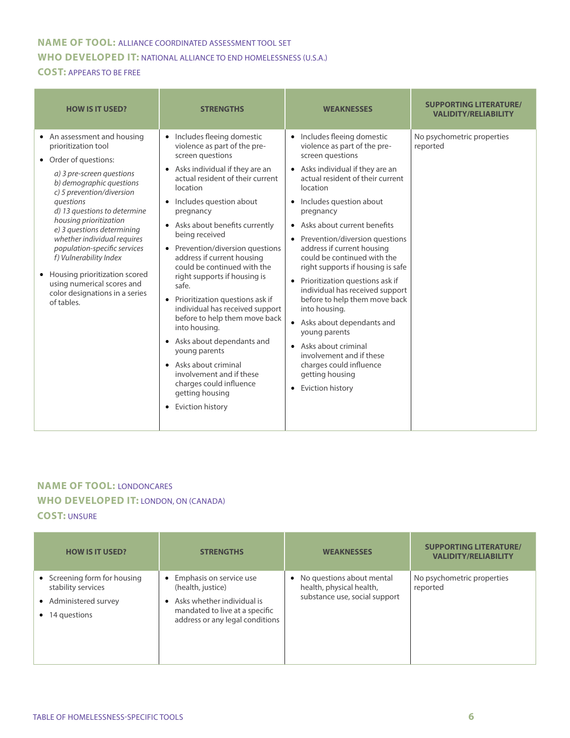**NAME OF TOOL:** ALLIANCE COORDINATED ASSESSMENT TOOL SET

**WHO DEVELOPED IT:** NATIONAL ALLIANCE TO END HOMELESSNESS (U.S.A.)

**COST:** APPEARS TO BE FREE

| HOW IS IT USED? | STRENGTHS | WEAKNESSES | SUPPORTING LITERATURE/ VALIDITY/RELIABILITY |
|---|---|---|---|
| • An assessment and housing prioritization tool<br>• Order of questions:<br>*a) 3 pre-screen questions*<br>*b) demographic questions*<br>*c) 5 prevention/diversion questions*<br>*d) 13 questions to determine housing prioritization*<br>*e) 3 questions determining whether individual requires population-specific services*<br>*f) Vulnerability Index*<br>• Housing prioritization scored using numerical scores and color designations in a series of tables. | • Includes fleeing domestic violence as part of the pre-screen questions<br>• Asks individual if they are an actual resident of their current location<br>• Includes question about pregnancy<br>• Asks about benefits currently being received<br>• Prevention/diversion questions address if current housing could be continued with the right supports if housing is safe.<br>• Prioritization questions ask if individual has received support before to help them move back into housing.<br>• Asks about dependants and young parents<br>• Asks about criminal involvement and if these charges could influence getting housing<br>• Eviction history | • Includes fleeing domestic violence as part of the pre-screen questions<br>• Asks individual if they are an actual resident of their current location<br>• Includes question about pregnancy<br>• Asks about current benefits<br>• Prevention/diversion questions address if current housing could be continued with the right supports if housing is safe<br>• Prioritization questions ask if individual has received support before to help them move back into housing.<br>• Asks about dependants and young parents<br>• Asks about criminal involvement and if these charges could influence getting housing<br>• Eviction history | No psychometric properties reported |

**NAME OF TOOL:** LONDONCARES

**WHO DEVELOPED IT:** LONDON, ON (CANADA)

**COST:** UNSURE

| HOW IS IT USED? | STRENGTHS | WEAKNESSES | SUPPORTING LITERATURE/ VALIDITY/RELIABILITY |
|---|---|---|---|
| • Screening form for housing stability services<br>• Administered survey<br>• 14 questions | • Emphasis on service use (health, justice)<br>• Asks whether individual is mandated to live at a specific address or any legal conditions | • No questions about mental health, physical health, substance use, social support | No psychometric properties reported |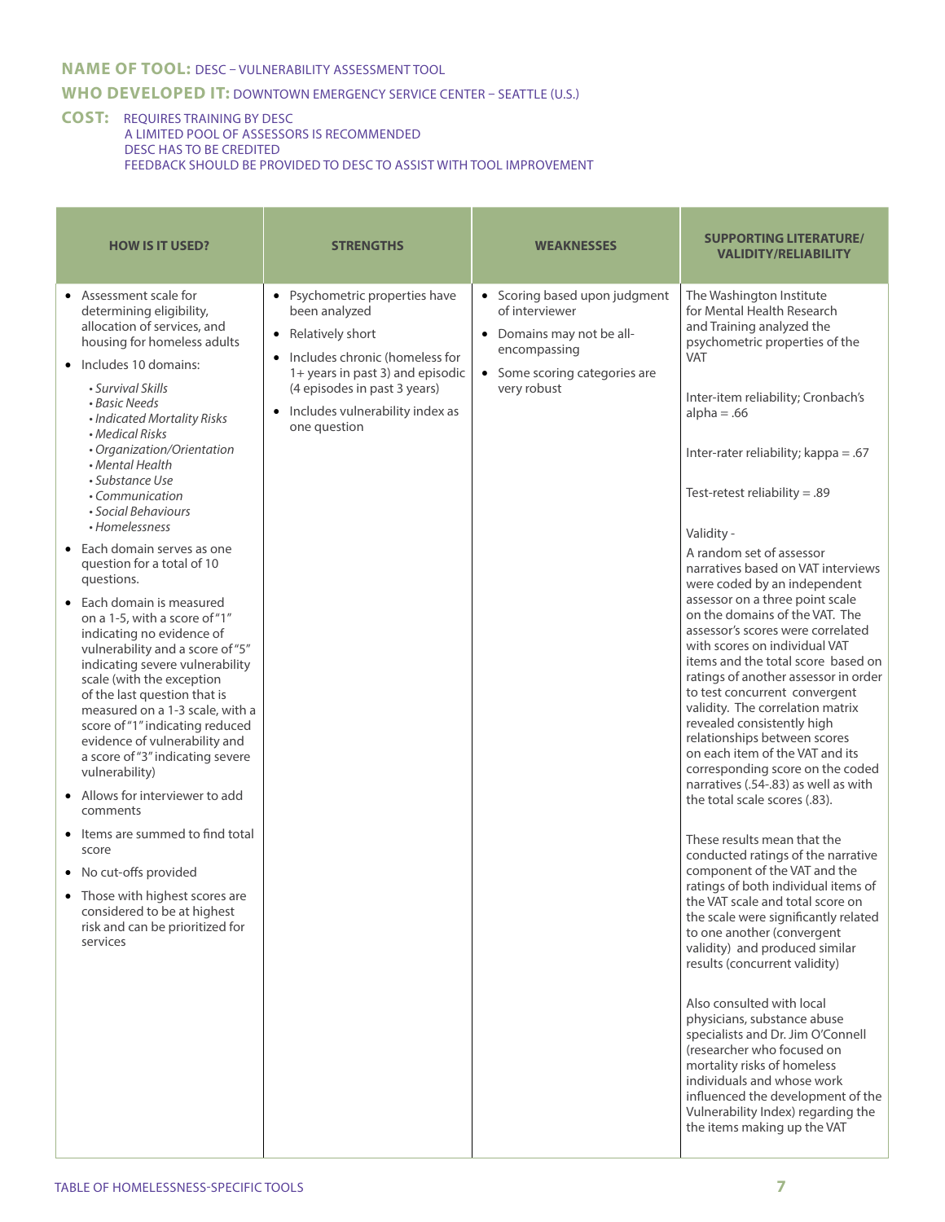**NAME OF TOOL:** DESC – VULNERABILITY ASSESSMENT TOOL

**WHO DEVELOPED IT:** DOWNTOWN EMERGENCY SERVICE CENTER – SEATTLE (U.S.)

**COST:** REQUIRES TRAINING BY DESC
A LIMITED POOL OF ASSESSORS IS RECOMMENDED
DESC HAS TO BE CREDITED
FEEDBACK SHOULD BE PROVIDED TO DESC TO ASSIST WITH TOOL IMPROVEMENT

| HOW IS IT USED? | STRENGTHS | WEAKNESSES | SUPPORTING LITERATURE/ VALIDITY/RELIABILITY |
|---|---|---|---|
| • Assessment scale for determining eligibility, allocation of services, and housing for homeless adults<br>• Includes 10 domains:<br>  • *Survival Skills*<br>  • *Basic Needs*<br>  • *Indicated Mortality Risks*<br>  • *Medical Risks*<br>  • *Organization/Orientation*<br>  • *Mental Health*<br>  • *Substance Use*<br>  • *Communication*<br>  • *Social Behaviours*<br>  • *Homelessness*<br>• Each domain serves as one question for a total of 10 questions.<br>• Each domain is measured on a 1-5, with a score of "1" indicating no evidence of vulnerability and a score of "5" indicating severe vulnerability scale (with the exception of the last question that is measured on a 1-3 scale, with a score of "1" indicating reduced evidence of vulnerability and a score of "3" indicating severe vulnerability)<br>• Allows for interviewer to add comments<br>• Items are summed to find total score<br>• No cut-offs provided<br>• Those with highest scores are considered to be at highest risk and can be prioritized for services | • Psychometric properties have been analyzed<br>• Relatively short<br>• Includes chronic (homeless for 1+ years in past 3) and episodic (4 episodes in past 3 years)<br>• Includes vulnerability index as one question | • Scoring based upon judgment of interviewer<br>• Domains may not be all-encompassing<br>• Some scoring categories are very robust | The Washington Institute for Mental Health Research and Training analyzed the psychometric properties of the VAT<br><br>Inter-item reliability; Cronbach's alpha = .66<br><br>Inter-rater reliability; kappa = .67<br><br>Test-retest reliability = .89<br><br>Validity -<br>A random set of assessor narratives based on VAT interviews were coded by an independent assessor on a three point scale on the domains of the VAT. The assessor's scores were correlated with scores on individual VAT items and the total score based on ratings of another assessor in order to test concurrent convergent validity. The correlation matrix revealed consistently high relationships between scores on each item of the VAT and its corresponding score on the coded narratives (.54-.83) as well as with the total scale scores (.83).<br><br>These results mean that the conducted ratings of the narrative component of the VAT and the ratings of both individual items of the VAT scale and total score on the scale were significantly related to one another (convergent validity) and produced similar results (concurrent validity)<br><br>Also consulted with local physicians, substance abuse specialists and Dr. Jim O'Connell (researcher who focused on mortality risks of homeless individuals and whose work influenced the development of the Vulnerability Index) regarding the the items making up the VAT |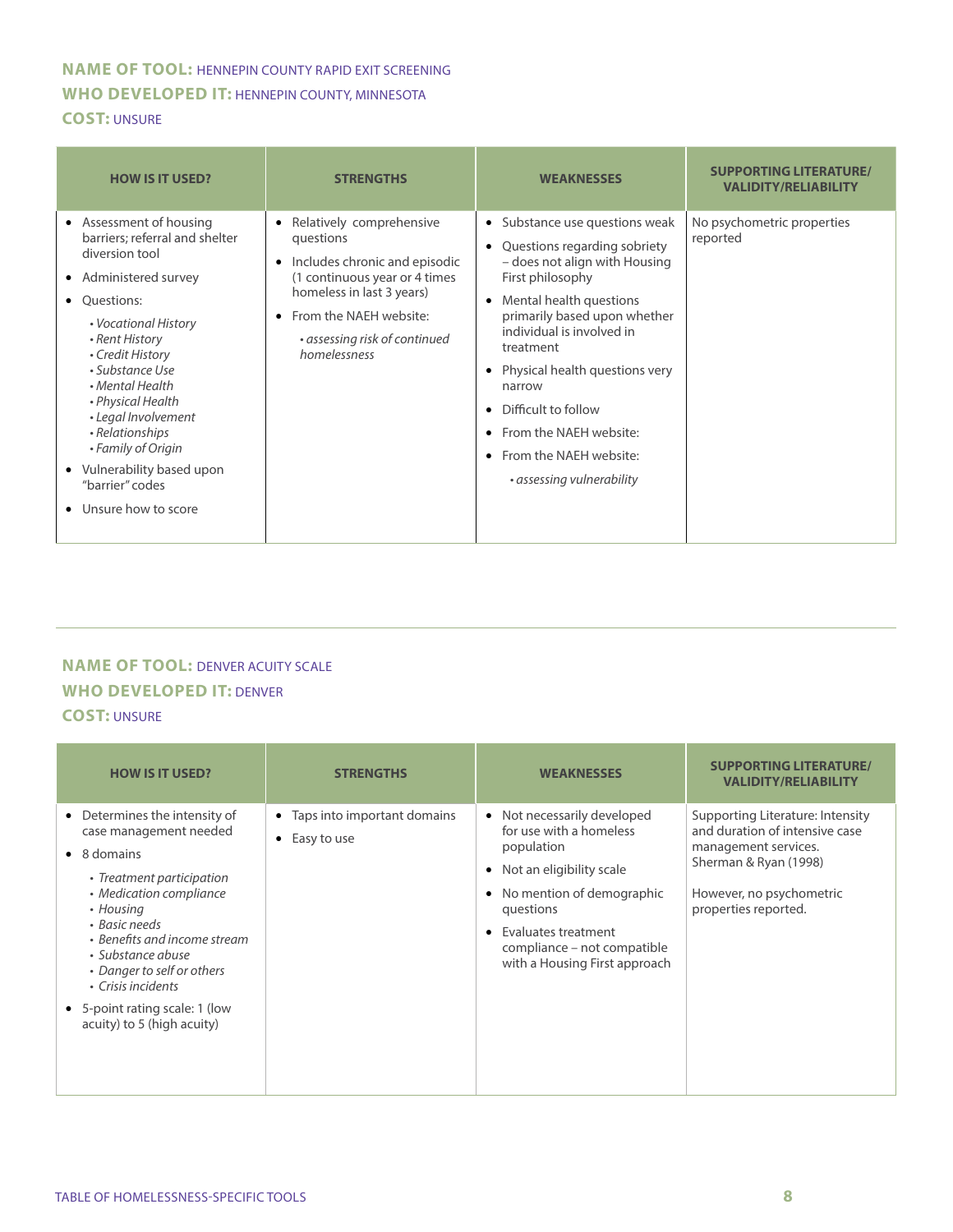**NAME OF TOOL:** HENNEPIN COUNTY RAPID EXIT SCREENING
**WHO DEVELOPED IT:** HENNEPIN COUNTY, MINNESOTA
**COST:** UNSURE

| HOW IS IT USED? | STRENGTHS | WEAKNESSES | SUPPORTING LITERATURE/ VALIDITY/RELIABILITY |
|---|---|---|---|
| • Assessment of housing barriers; referral and shelter diversion tool<br>• Administered survey<br>• Questions:<br>  • *Vocational History*<br>  • *Rent History*<br>  • *Credit History*<br>  • *Substance Use*<br>  • *Mental Health*<br>  • *Physical Health*<br>  • *Legal Involvement*<br>  • *Relationships*<br>  • *Family of Origin*<br>• Vulnerability based upon "barrier" codes<br>• Unsure how to score | • Relatively comprehensive questions<br>• Includes chronic and episodic (1 continuous year or 4 times homeless in last 3 years)<br>• From the NAEH website:<br>  • *assessing risk of continued homelessness* | • Substance use questions weak<br>• Questions regarding sobriety – does not align with Housing First philosophy<br>• Mental health questions primarily based upon whether individual is involved in treatment<br>• Physical health questions very narrow<br>• Difficult to follow<br>• From the NAEH website:<br>• From the NAEH website:<br>  • *assessing vulnerability* | No psychometric properties reported |

**NAME OF TOOL:** DENVER ACUITY SCALE
**WHO DEVELOPED IT:** DENVER
**COST:** UNSURE

| HOW IS IT USED? | STRENGTHS | WEAKNESSES | SUPPORTING LITERATURE/ VALIDITY/RELIABILITY |
|---|---|---|---|
| • Determines the intensity of case management needed<br>• 8 domains<br>  • *Treatment participation*<br>  • *Medication compliance*<br>  • *Housing*<br>  • *Basic needs*<br>  • *Benefits and income stream*<br>  • *Substance abuse*<br>  • *Danger to self or others*<br>  • *Crisis incidents*<br>• 5-point rating scale: 1 (low acuity) to 5 (high acuity) | • Taps into important domains<br>• Easy to use | • Not necessarily developed for use with a homeless population<br>• Not an eligibility scale<br>• No mention of demographic questions<br>• Evaluates treatment compliance – not compatible with a Housing First approach | Supporting Literature: Intensity and duration of intensive case management services. Sherman & Ryan (1998)<br><br>However, no psychometric properties reported. |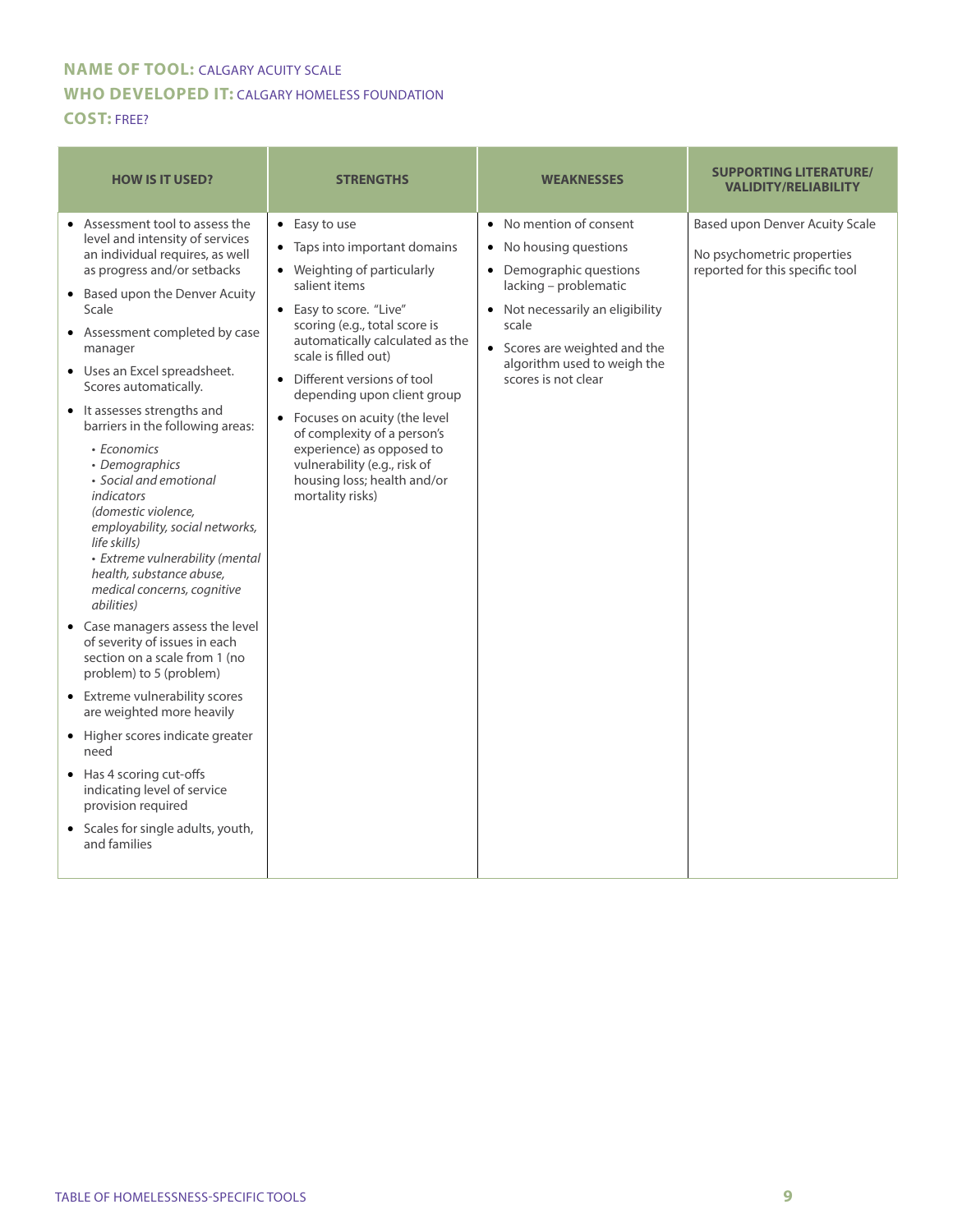**NAME OF TOOL:** CALGARY ACUITY SCALE

**WHO DEVELOPED IT:** CALGARY HOMELESS FOUNDATION

**COST:** FREE?

| HOW IS IT USED? | STRENGTHS | WEAKNESSES | SUPPORTING LITERATURE/ VALIDITY/RELIABILITY |
|---|---|---|---|
| • Assessment tool to assess the level and intensity of services an individual requires, as well as progress and/or setbacks<br>• Based upon the Denver Acuity Scale<br>• Assessment completed by case manager<br>• Uses an Excel spreadsheet. Scores automatically.<br>• It assesses strengths and barriers in the following areas:<br>  ▪ *Economics*<br>  ▪ *Demographics*<br>  ▪ *Social and emotional indicators (domestic violence, employability, social networks, life skills)*<br>  ▪ *Extreme vulnerability (mental health, substance abuse, medical concerns, cognitive abilities)*<br>• Case managers assess the level of severity of issues in each section on a scale from 1 (no problem) to 5 (problem)<br>• Extreme vulnerability scores are weighted more heavily<br>• Higher scores indicate greater need<br>• Has 4 scoring cut-offs indicating level of service provision required<br>• Scales for single adults, youth, and families | • Easy to use<br>• Taps into important domains<br>• Weighting of particularly salient items<br>• Easy to score. "Live" scoring (e.g., total score is automatically calculated as the scale is filled out)<br>• Different versions of tool depending upon client group<br>• Focuses on acuity (the level of complexity of a person's experience) as opposed to vulnerability (e.g., risk of housing loss; health and/or mortality risks) | • No mention of consent<br>• No housing questions<br>• Demographic questions lacking – problematic<br>• Not necessarily an eligibility scale<br>• Scores are weighted and the algorithm used to weigh the scores is not clear | Based upon Denver Acuity Scale<br><br>No psychometric properties reported for this specific tool |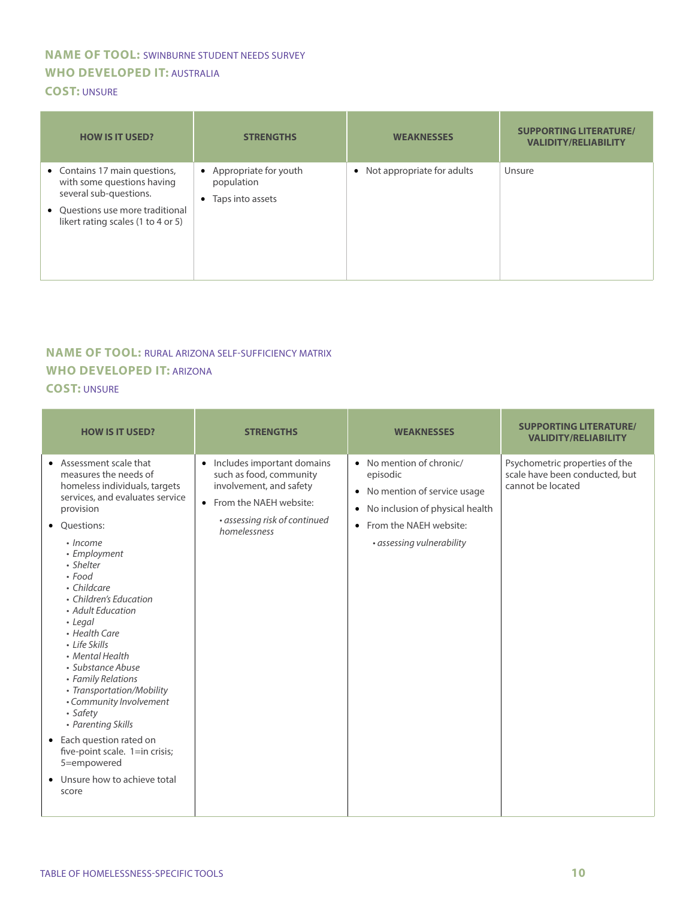**NAME OF TOOL:** SWINBURNE STUDENT NEEDS SURVEY
**WHO DEVELOPED IT:** AUSTRALIA
**COST:** UNSURE

| HOW IS IT USED? | STRENGTHS | WEAKNESSES | SUPPORTING LITERATURE/ VALIDITY/RELIABILITY |
|---|---|---|---|
| • Contains 17 main questions, with some questions having several sub-questions.<br>• Questions use more traditional likert rating scales (1 to 4 or 5) | • Appropriate for youth population<br>• Taps into assets | • Not appropriate for adults | Unsure |

**NAME OF TOOL:** RURAL ARIZONA SELF-SUFFICIENCY MATRIX
**WHO DEVELOPED IT:** ARIZONA
**COST:** UNSURE

| HOW IS IT USED? | STRENGTHS | WEAKNESSES | SUPPORTING LITERATURE/ VALIDITY/RELIABILITY |
|---|---|---|---|
| • Assessment scale that measures the needs of homeless individuals, targets services, and evaluates service provision<br>• Questions:<br>  • *Income*<br>  • *Employment*<br>  • *Shelter*<br>  • *Food*<br>  • *Childcare*<br>  • *Children's Education*<br>  • *Adult Education*<br>  • *Legal*<br>  • *Health Care*<br>  • *Life Skills*<br>  • *Mental Health*<br>  • *Substance Abuse*<br>  • *Family Relations*<br>  • *Transportation/Mobility*<br>  • *Community Involvement*<br>  • *Safety*<br>  • *Parenting Skills*<br>• Each question rated on five-point scale. 1=in crisis; 5=empowered<br>• Unsure how to achieve total score | • Includes important domains such as food, community involvement, and safety<br>• From the NAEH website:<br>  • *assessing risk of continued homelessness* | • No mention of chronic/ episodic<br>• No mention of service usage<br>• No inclusion of physical health<br>• From the NAEH website:<br>  • *assessing vulnerability* | Psychometric properties of the scale have been conducted, but cannot be located |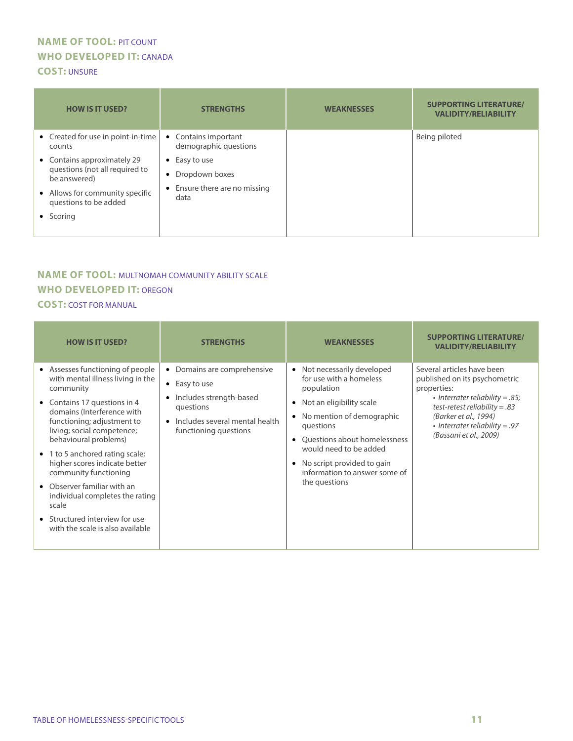**NAME OF TOOL:** PIT COUNT
**WHO DEVELOPED IT:** CANADA
**COST:** UNSURE

| HOW IS IT USED? | STRENGTHS | WEAKNESSES | SUPPORTING LITERATURE/ VALIDITY/RELIABILITY |
|---|---|---|---|
| • Created for use in point-in-time counts<br>• Contains approximately 29 questions (not all required to be answered)<br>• Allows for community specific questions to be added<br>• Scoring | • Contains important demographic questions<br>• Easy to use<br>• Dropdown boxes<br>• Ensure there are no missing data | | Being piloted |

**NAME OF TOOL:** MULTNOMAH COMMUNITY ABILITY SCALE
**WHO DEVELOPED IT:** OREGON
**COST:** COST FOR MANUAL

| HOW IS IT USED? | STRENGTHS | WEAKNESSES | SUPPORTING LITERATURE/ VALIDITY/RELIABILITY |
|---|---|---|---|
| • Assesses functioning of people with mental illness living in the community<br>• Contains 17 questions in 4 domains (Interference with functioning; adjustment to living; social competence; behavioural problems)<br>• 1 to 5 anchored rating scale; higher scores indicate better community functioning<br>• Observer familiar with an individual completes the rating scale<br>• Structured interview for use with the scale is also available | • Domains are comprehensive<br>• Easy to use<br>• Includes strength-based questions<br>• Includes several mental health functioning questions | • Not necessarily developed for use with a homeless population<br>• Not an eligibility scale<br>• No mention of demographic questions<br>• Questions about homelessness would need to be added<br>• No script provided to gain information to answer some of the questions | Several articles have been published on its psychometric properties:<br>• *Interrater reliability = .85; test-retest reliability = .83 (Barker et al., 1994)*<br>• *Interrater reliability = .97 (Bassani et al., 2009)* |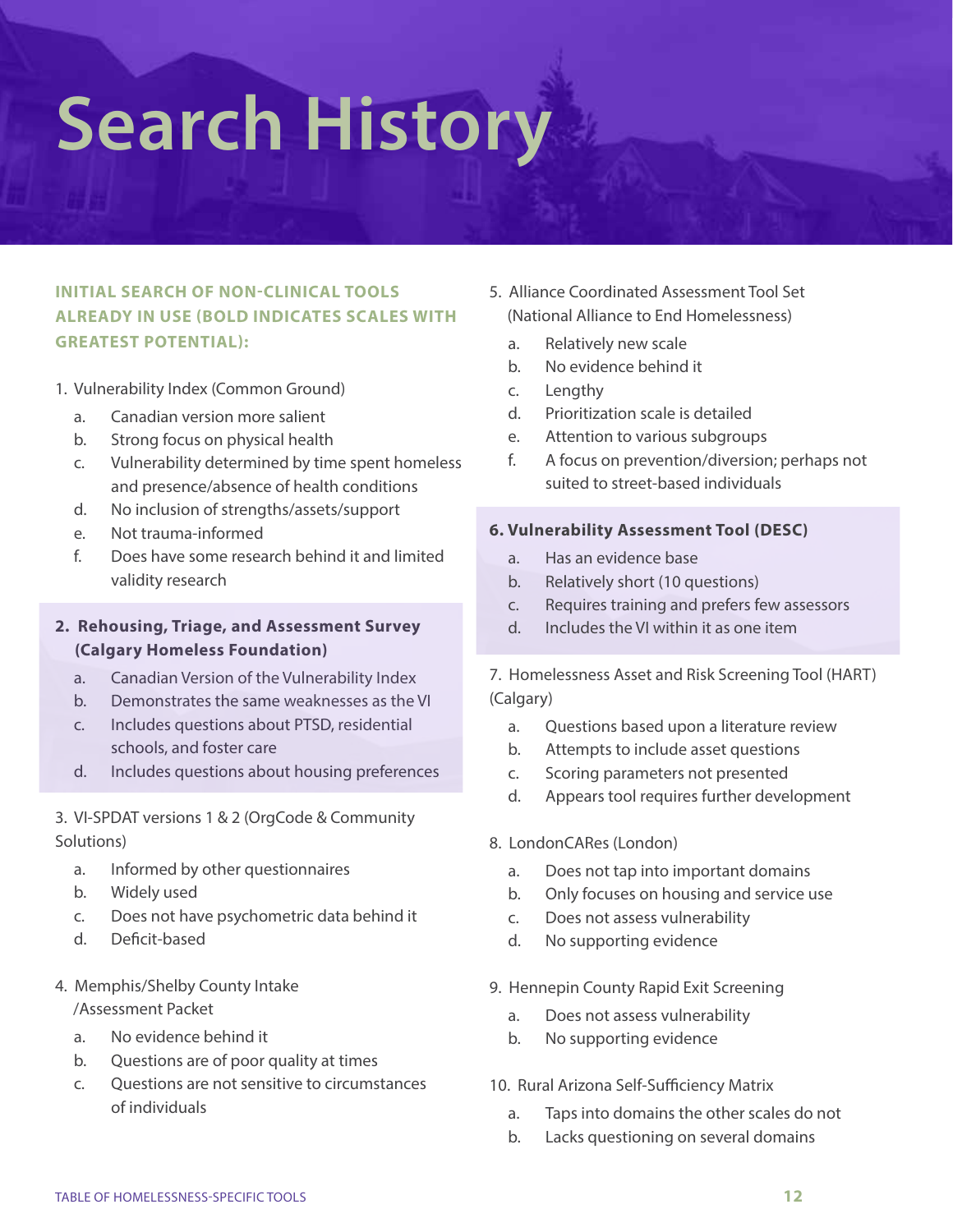# Search History

### INITIAL SEARCH OF NON-CLINICAL TOOLS ALREADY IN USE (BOLD INDICATES SCALES WITH GREATEST POTENTIAL):

1. Vulnerability Index (Common Ground)
    a. Canadian version more salient
    b. Strong focus on physical health
    c. Vulnerability determined by time spent homeless and presence/absence of health conditions
    d. No inclusion of strengths/assets/support
    e. Not trauma-informed
    f. Does have some research behind it and limited validity research

2. **Rehousing, Triage, and Assessment Survey (Calgary Homeless Foundation)**
    a. Canadian Version of the Vulnerability Index
    b. Demonstrates the same weaknesses as the VI
    c. Includes questions about PTSD, residential schools, and foster care
    d. Includes questions about housing preferences

3. VI-SPDAT versions 1 & 2 (OrgCode & Community Solutions)
    a. Informed by other questionnaires
    b. Widely used
    c. Does not have psychometric data behind it
    d. Deficit-based

4. Memphis/Shelby County Intake /Assessment Packet
    a. No evidence behind it
    b. Questions are of poor quality at times
    c. Questions are not sensitive to circumstances of individuals

5. Alliance Coordinated Assessment Tool Set (National Alliance to End Homelessness)
    a. Relatively new scale
    b. No evidence behind it
    c. Lengthy
    d. Prioritization scale is detailed
    e. Attention to various subgroups
    f. A focus on prevention/diversion; perhaps not suited to street-based individuals

6. **Vulnerability Assessment Tool (DESC)**
    a. Has an evidence base
    b. Relatively short (10 questions)
    c. Requires training and prefers few assessors
    d. Includes the VI within it as one item

7. Homelessness Asset and Risk Screening Tool (HART) (Calgary)
    a. Questions based upon a literature review
    b. Attempts to include asset questions
    c. Scoring parameters not presented
    d. Appears tool requires further development

8. LondonCARes (London)
    a. Does not tap into important domains
    b. Only focuses on housing and service use
    c. Does not assess vulnerability
    d. No supporting evidence

9. Hennepin County Rapid Exit Screening
    a. Does not assess vulnerability
    b. No supporting evidence

10. Rural Arizona Self-Sufficiency Matrix
    a. Taps into domains the other scales do not
    b. Lacks questioning on several domains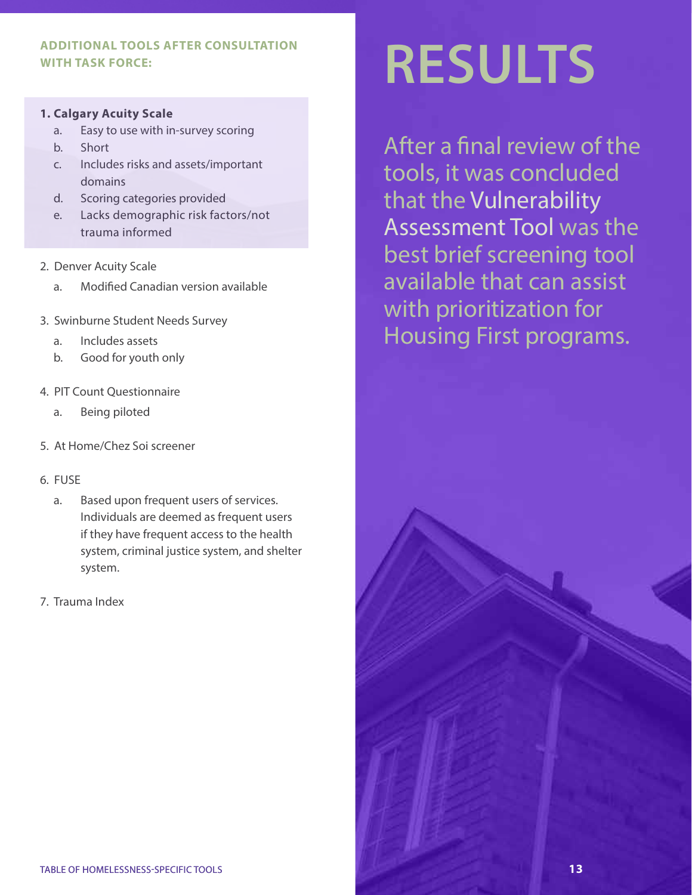**ADDITIONAL TOOLS AFTER CONSULTATION WITH TASK FORCE:**

1. **Calgary Acuity Scale**
   a. Easy to use with in-survey scoring
   b. Short
   c. Includes risks and assets/important domains
   d. Scoring categories provided
   e. Lacks demographic risk factors/not trauma informed

2. Denver Acuity Scale
   a. Modified Canadian version available

3. Swinburne Student Needs Survey
   a. Includes assets
   b. Good for youth only

4. PIT Count Questionnaire
   a. Being piloted

5. At Home/Chez Soi screener

6. FUSE
   a. Based upon frequent users of services. Individuals are deemed as frequent users if they have frequent access to the health system, criminal justice system, and shelter system.

7. Trauma Index

# RESULTS

After a final review of the tools, it was concluded that the Vulnerability Assessment Tool was the best brief screening tool available that can assist with prioritization for Housing First programs.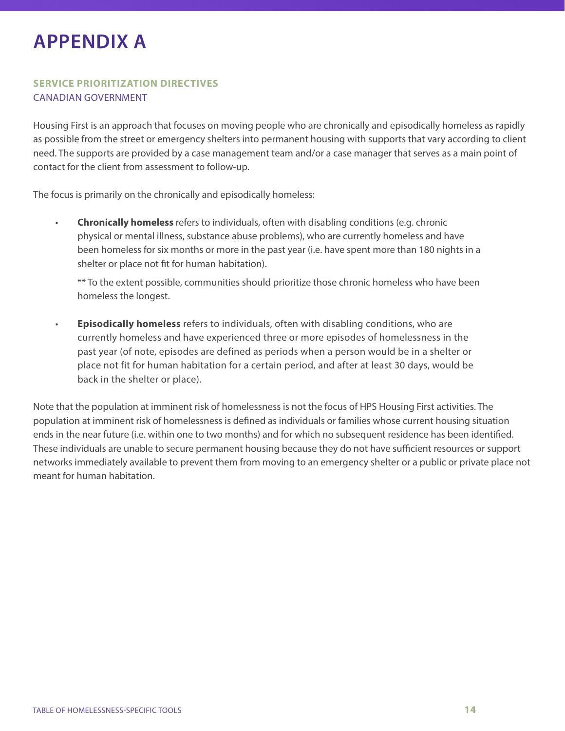# APPENDIX A

### SERVICE PRIORITIZATION DIRECTIVES

CANADIAN GOVERNMENT

Housing First is an approach that focuses on moving people who are chronically and episodically homeless as rapidly as possible from the street or emergency shelters into permanent housing with supports that vary according to client need. The supports are provided by a case management team and/or a case manager that serves as a main point of contact for the client from assessment to follow-up.

The focus is primarily on the chronically and episodically homeless:

- **Chronically homeless** refers to individuals, often with disabling conditions (e.g. chronic physical or mental illness, substance abuse problems), who are currently homeless and have been homeless for six months or more in the past year (i.e. have spent more than 180 nights in a shelter or place not fit for human habitation).

  ** To the extent possible, communities should prioritize those chronic homeless who have been homeless the longest.

- **Episodically homeless** refers to individuals, often with disabling conditions, who are currently homeless and have experienced three or more episodes of homelessness in the past year (of note, episodes are defined as periods when a person would be in a shelter or place not fit for human habitation for a certain period, and after at least 30 days, would be back in the shelter or place).

Note that the population at imminent risk of homelessness is not the focus of HPS Housing First activities. The population at imminent risk of homelessness is defined as individuals or families whose current housing situation ends in the near future (i.e. within one to two months) and for which no subsequent residence has been identified. These individuals are unable to secure permanent housing because they do not have sufficient resources or support networks immediately available to prevent them from moving to an emergency shelter or a public or private place not meant for human habitation.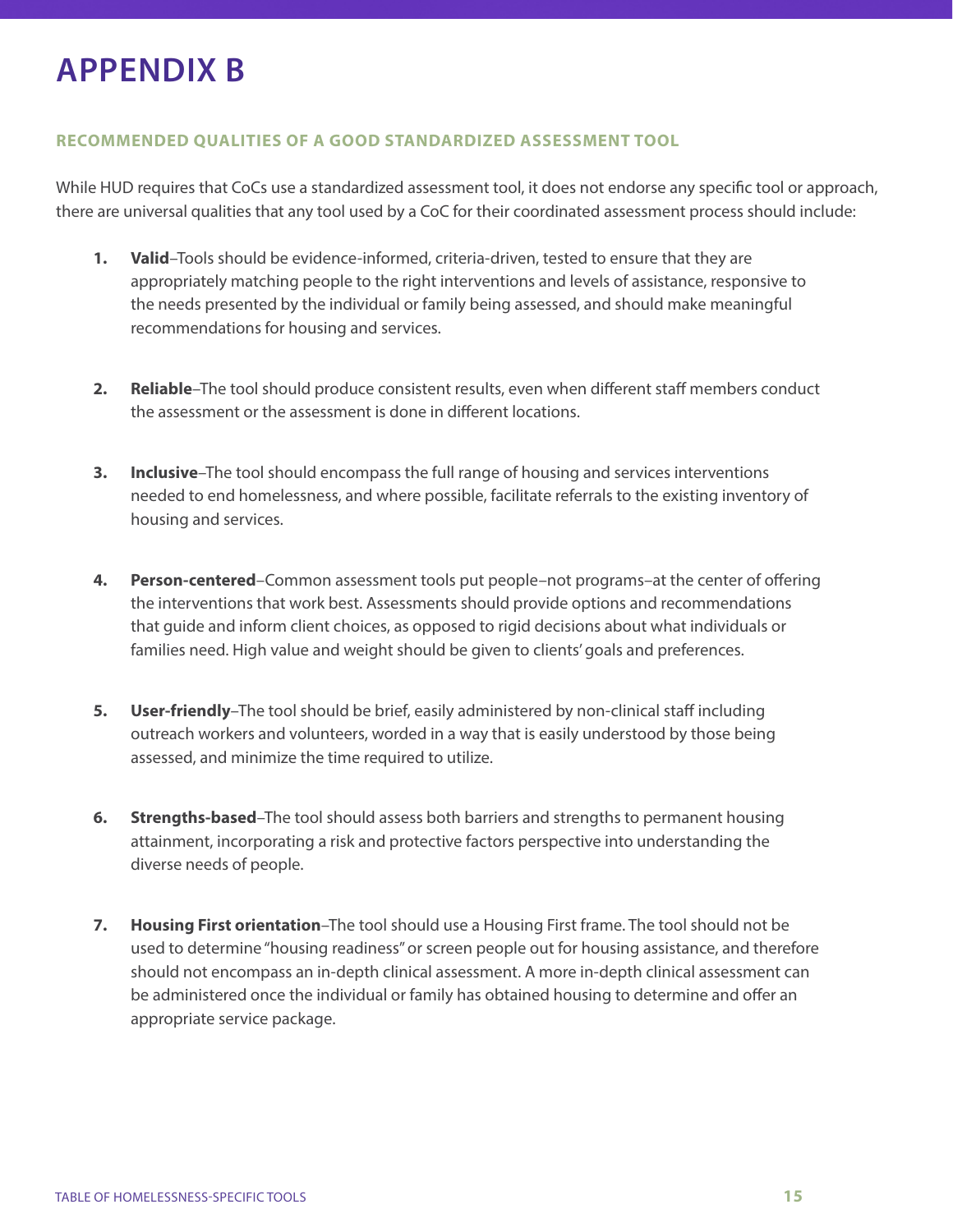# APPENDIX B

### RECOMMENDED QUALITIES OF A GOOD STANDARDIZED ASSESSMENT TOOL

While HUD requires that CoCs use a standardized assessment tool, it does not endorse any specific tool or approach, there are universal qualities that any tool used by a CoC for their coordinated assessment process should include:

1. **Valid**–Tools should be evidence-informed, criteria-driven, tested to ensure that they are appropriately matching people to the right interventions and levels of assistance, responsive to the needs presented by the individual or family being assessed, and should make meaningful recommendations for housing and services.

2. **Reliable**–The tool should produce consistent results, even when different staff members conduct the assessment or the assessment is done in different locations.

3. **Inclusive**–The tool should encompass the full range of housing and services interventions needed to end homelessness, and where possible, facilitate referrals to the existing inventory of housing and services.

4. **Person-centered**–Common assessment tools put people–not programs–at the center of offering the interventions that work best. Assessments should provide options and recommendations that guide and inform client choices, as opposed to rigid decisions about what individuals or families need. High value and weight should be given to clients' goals and preferences.

5. **User-friendly**–The tool should be brief, easily administered by non-clinical staff including outreach workers and volunteers, worded in a way that is easily understood by those being assessed, and minimize the time required to utilize.

6. **Strengths-based**–The tool should assess both barriers and strengths to permanent housing attainment, incorporating a risk and protective factors perspective into understanding the diverse needs of people.

7. **Housing First orientation**–The tool should use a Housing First frame. The tool should not be used to determine "housing readiness" or screen people out for housing assistance, and therefore should not encompass an in-depth clinical assessment. A more in-depth clinical assessment can be administered once the individual or family has obtained housing to determine and offer an appropriate service package.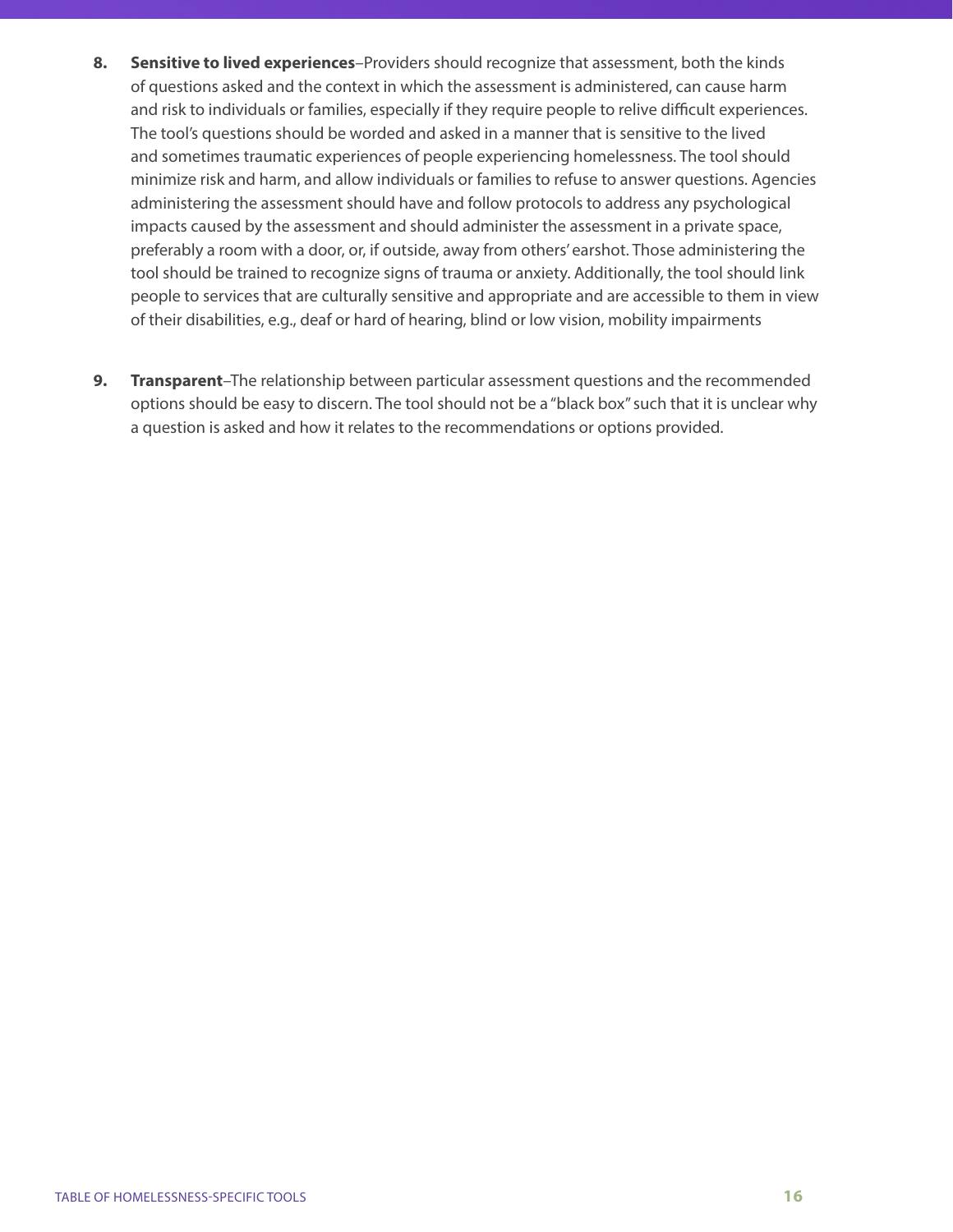8. **Sensitive to lived experiences**–Providers should recognize that assessment, both the kinds of questions asked and the context in which the assessment is administered, can cause harm and risk to individuals or families, especially if they require people to relive difficult experiences. The tool's questions should be worded and asked in a manner that is sensitive to the lived and sometimes traumatic experiences of people experiencing homelessness. The tool should minimize risk and harm, and allow individuals or families to refuse to answer questions. Agencies administering the assessment should have and follow protocols to address any psychological impacts caused by the assessment and should administer the assessment in a private space, preferably a room with a door, or, if outside, away from others' earshot. Those administering the tool should be trained to recognize signs of trauma or anxiety. Additionally, the tool should link people to services that are culturally sensitive and appropriate and are accessible to them in view of their disabilities, e.g., deaf or hard of hearing, blind or low vision, mobility impairments

9. **Transparent**–The relationship between particular assessment questions and the recommended options should be easy to discern. The tool should not be a "black box" such that it is unclear why a question is asked and how it relates to the recommendations or options provided.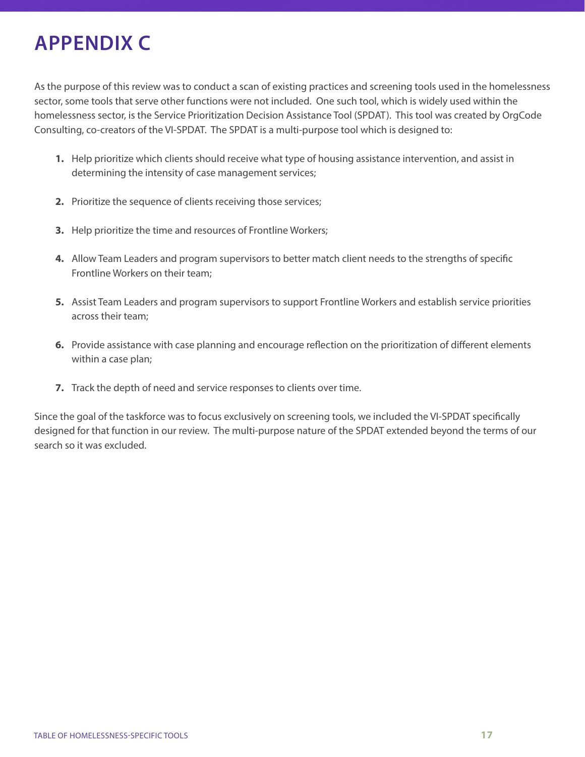# APPENDIX C

As the purpose of this review was to conduct a scan of existing practices and screening tools used in the homelessness sector, some tools that serve other functions were not included. One such tool, which is widely used within the homelessness sector, is the Service Prioritization Decision Assistance Tool (SPDAT). This tool was created by OrgCode Consulting, co-creators of the VI-SPDAT. The SPDAT is a multi-purpose tool which is designed to:

1. Help prioritize which clients should receive what type of housing assistance intervention, and assist in determining the intensity of case management services;
2. Prioritize the sequence of clients receiving those services;
3. Help prioritize the time and resources of Frontline Workers;
4. Allow Team Leaders and program supervisors to better match client needs to the strengths of specific Frontline Workers on their team;
5. Assist Team Leaders and program supervisors to support Frontline Workers and establish service priorities across their team;
6. Provide assistance with case planning and encourage reflection on the prioritization of different elements within a case plan;
7. Track the depth of need and service responses to clients over time.

Since the goal of the taskforce was to focus exclusively on screening tools, we included the VI-SPDAT specifically designed for that function in our review. The multi-purpose nature of the SPDAT extended beyond the terms of our search so it was excluded.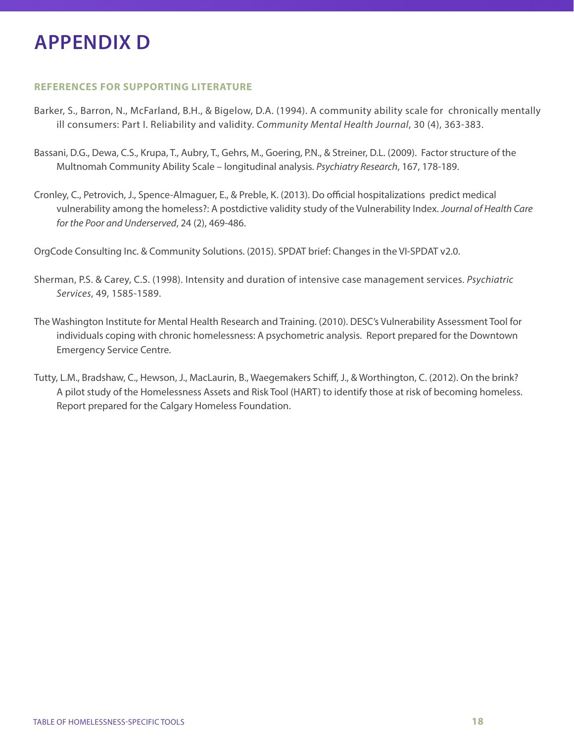# APPENDIX D

### REFERENCES FOR SUPPORTING LITERATURE

Barker, S., Barron, N., McFarland, B.H., & Bigelow, D.A. (1994). A community ability scale for chronically mentally ill consumers: Part I. Reliability and validity. *Community Mental Health Journal*, 30 (4), 363-383.

Bassani, D.G., Dewa, C.S., Krupa, T., Aubry, T., Gehrs, M., Goering, P.N., & Streiner, D.L. (2009). Factor structure of the Multnomah Community Ability Scale – longitudinal analysis. *Psychiatry Research*, 167, 178-189.

Cronley, C., Petrovich, J., Spence-Almaguer, E., & Preble, K. (2013). Do official hospitalizations predict medical vulnerability among the homeless?: A postdictive validity study of the Vulnerability Index. *Journal of Health Care for the Poor and Underserved*, 24 (2), 469-486.

OrgCode Consulting Inc. & Community Solutions. (2015). SPDAT brief: Changes in the VI-SPDAT v2.0.

Sherman, P.S. & Carey, C.S. (1998). Intensity and duration of intensive case management services. *Psychiatric Services*, 49, 1585-1589.

The Washington Institute for Mental Health Research and Training. (2010). DESC's Vulnerability Assessment Tool for individuals coping with chronic homelessness: A psychometric analysis. Report prepared for the Downtown Emergency Service Centre.

Tutty, L.M., Bradshaw, C., Hewson, J., MacLaurin, B., Waegemakers Schiff, J., & Worthington, C. (2012). On the brink? A pilot study of the Homelessness Assets and Risk Tool (HART) to identify those at risk of becoming homeless. Report prepared for the Calgary Homeless Foundation.